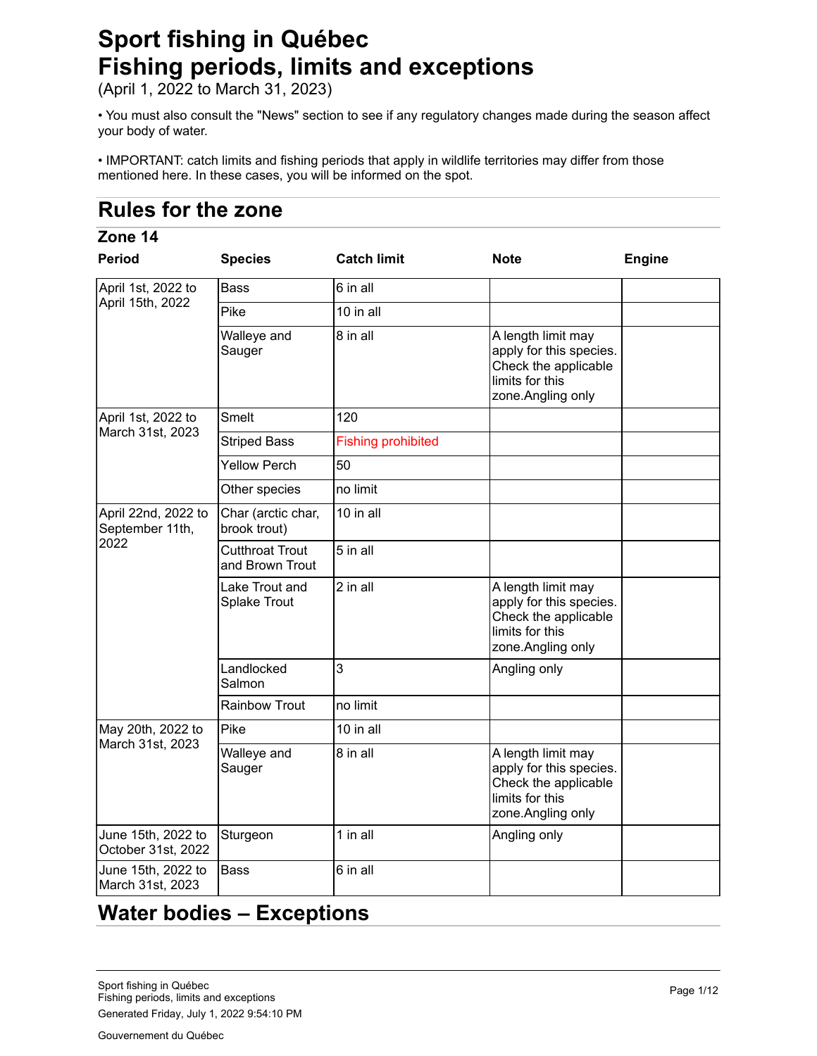# Sport fishing in Québec
# Fishing periods, limits and exceptions

(April 1, 2022 to March 31, 2023)

- You must also consult the "News" section to see if any regulatory changes made during the season affect your body of water.

- IMPORTANT: catch limits and fishing periods that apply in wildlife territories may differ from those mentioned here. In these cases, you will be informed on the spot.

## Rules for the zone

### Zone 14

| Period | Species | Catch limit | Note | Engine |
|---|---|---|---|---|
| April 1st, 2022 to April 15th, 2022 | Bass | 6 in all | | |
| | Pike | 10 in all | | |
| | Walleye and Sauger | 8 in all | A length limit may apply for this species. Check the applicable limits for this zone.Angling only | |
| April 1st, 2022 to March 31st, 2023 | Smelt | 120 | | |
| | Striped Bass | Fishing prohibited | | |
| | Yellow Perch | 50 | | |
| | Other species | no limit | | |
| April 22nd, 2022 to September 11th, 2022 | Char (arctic char, brook trout) | 10 in all | | |
| | Cutthroat Trout and Brown Trout | 5 in all | | |
| | Lake Trout and Splake Trout | 2 in all | A length limit may apply for this species. Check the applicable limits for this zone.Angling only | |
| | Landlocked Salmon | 3 | Angling only | |
| | Rainbow Trout | no limit | | |
| May 20th, 2022 to March 31st, 2023 | Pike | 10 in all | | |
| | Walleye and Sauger | 8 in all | A length limit may apply for this species. Check the applicable limits for this zone.Angling only | |
| June 15th, 2022 to October 31st, 2022 | Sturgeon | 1 in all | Angling only | |
| June 15th, 2022 to March 31st, 2023 | Bass | 6 in all | | |

## Water bodies – Exceptions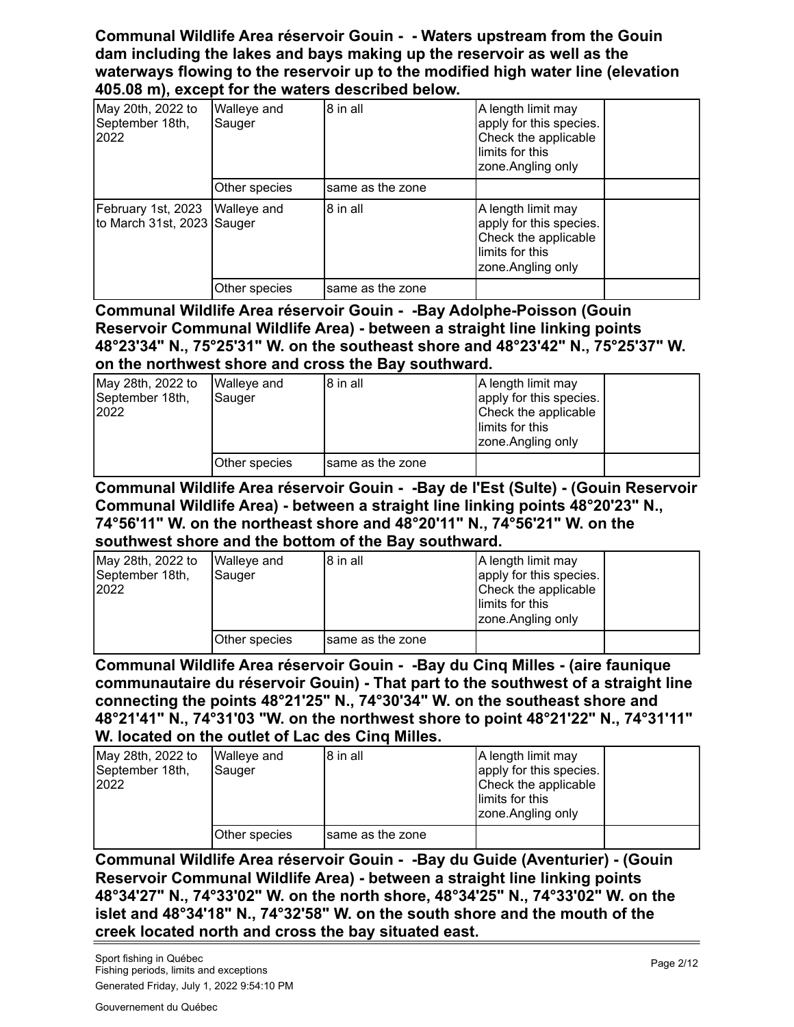**Communal Wildlife Area réservoir Gouin - - Waters upstream from the Gouin dam including the lakes and bays making up the reservoir as well as the waterways flowing to the reservoir up to the modified high water line (elevation 405.08 m), except for the waters described below.**

| | | | | |
|---|---|---|---|---|
| May 20th, 2022 to September 18th, 2022 | Walleye and Sauger | 8 in all | A length limit may apply for this species. Check the applicable limits for this zone.Angling only | |
| | Other species | same as the zone | | |
| February 1st, 2023 to March 31st, 2023 | Walleye and Sauger | 8 in all | A length limit may apply for this species. Check the applicable limits for this zone.Angling only | |
| | Other species | same as the zone | | |

**Communal Wildlife Area réservoir Gouin - -Bay Adolphe-Poisson (Gouin Reservoir Communal Wildlife Area) - between a straight line linking points 48°23'34" N., 75°25'31" W. on the southeast shore and 48°23'42" N., 75°25'37" W. on the northwest shore and cross the Bay southward.**

| | | | | |
|---|---|---|---|---|
| May 28th, 2022 to September 18th, 2022 | Walleye and Sauger | 8 in all | A length limit may apply for this species. Check the applicable limits for this zone.Angling only | |
| | Other species | same as the zone | | |

**Communal Wildlife Area réservoir Gouin - -Bay de l'Est (Sulte) - (Gouin Reservoir Communal Wildlife Area) - between a straight line linking points 48°20'23" N., 74°56'11" W. on the northeast shore and 48°20'11" N., 74°56'21" W. on the southwest shore and the bottom of the Bay southward.**

| | | | | |
|---|---|---|---|---|
| May 28th, 2022 to September 18th, 2022 | Walleye and Sauger | 8 in all | A length limit may apply for this species. Check the applicable limits for this zone.Angling only | |
| | Other species | same as the zone | | |

**Communal Wildlife Area réservoir Gouin - -Bay du Cinq Milles - (aire faunique communautaire du réservoir Gouin) - That part to the southwest of a straight line connecting the points 48°21'25" N., 74°30'34" W. on the southeast shore and 48°21'41" N., 74°31'03 "W. on the northwest shore to point 48°21'22" N., 74°31'11" W. located on the outlet of Lac des Cinq Milles.**

| | | | | |
|---|---|---|---|---|
| May 28th, 2022 to September 18th, 2022 | Walleye and Sauger | 8 in all | A length limit may apply for this species. Check the applicable limits for this zone.Angling only | |
| | Other species | same as the zone | | |

**Communal Wildlife Area réservoir Gouin - -Bay du Guide (Aventurier) - (Gouin Reservoir Communal Wildlife Area) - between a straight line linking points 48°34'27" N., 74°33'02" W. on the north shore, 48°34'25" N., 74°33'02" W. on the islet and 48°34'18" N., 74°32'58" W. on the south shore and the mouth of the creek located north and cross the bay situated east.**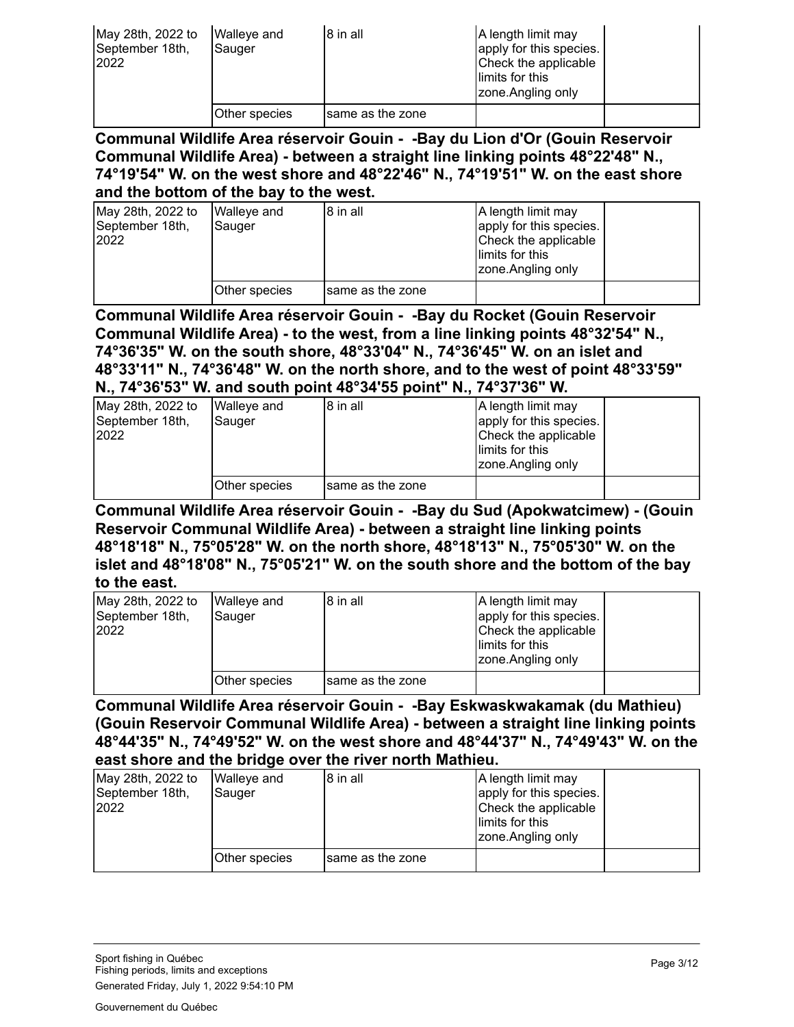| May 28th, 2022 to September 18th, 2022 | Walleye and Sauger | 8 in all | A length limit may apply for this species. Check the applicable limits for this zone.Angling only | |
|---|---|---|---|---|
| | Other species | same as the zone | | |

**Communal Wildlife Area réservoir Gouin - -Bay du Lion d'Or (Gouin Reservoir Communal Wildlife Area) - between a straight line linking points 48°22'48" N., 74°19'54" W. on the west shore and 48°22'46" N., 74°19'51" W. on the east shore and the bottom of the bay to the west.**

| May 28th, 2022 to September 18th, 2022 | Walleye and Sauger | 8 in all | A length limit may apply for this species. Check the applicable limits for this zone.Angling only | |
|---|---|---|---|---|
| | Other species | same as the zone | | |

**Communal Wildlife Area réservoir Gouin - -Bay du Rocket (Gouin Reservoir Communal Wildlife Area) - to the west, from a line linking points 48°32'54" N., 74°36'35" W. on the south shore, 48°33'04" N., 74°36'45" W. on an islet and 48°33'11" N., 74°36'48" W. on the north shore, and to the west of point 48°33'59" N., 74°36'53" W. and south point 48°34'55 point" N., 74°37'36" W.**

| May 28th, 2022 to September 18th, 2022 | Walleye and Sauger | 8 in all | A length limit may apply for this species. Check the applicable limits for this zone.Angling only | |
|---|---|---|---|---|
| | Other species | same as the zone | | |

**Communal Wildlife Area réservoir Gouin - -Bay du Sud (Apokwatcimew) - (Gouin Reservoir Communal Wildlife Area) - between a straight line linking points 48°18'18" N., 75°05'28" W. on the north shore, 48°18'13" N., 75°05'30" W. on the islet and 48°18'08" N., 75°05'21" W. on the south shore and the bottom of the bay to the east.**

| May 28th, 2022 to September 18th, 2022 | Walleye and Sauger | 8 in all | A length limit may apply for this species. Check the applicable limits for this zone.Angling only | |
|---|---|---|---|---|
| | Other species | same as the zone | | |

**Communal Wildlife Area réservoir Gouin - -Bay Eskwaskwakamak (du Mathieu) (Gouin Reservoir Communal Wildlife Area) - between a straight line linking points 48°44'35" N., 74°49'52" W. on the west shore and 48°44'37" N., 74°49'43" W. on the east shore and the bridge over the river north Mathieu.**

| May 28th, 2022 to September 18th, 2022 | Walleye and Sauger | 8 in all | A length limit may apply for this species. Check the applicable limits for this zone.Angling only | |
|---|---|---|---|---|
| | Other species | same as the zone | | |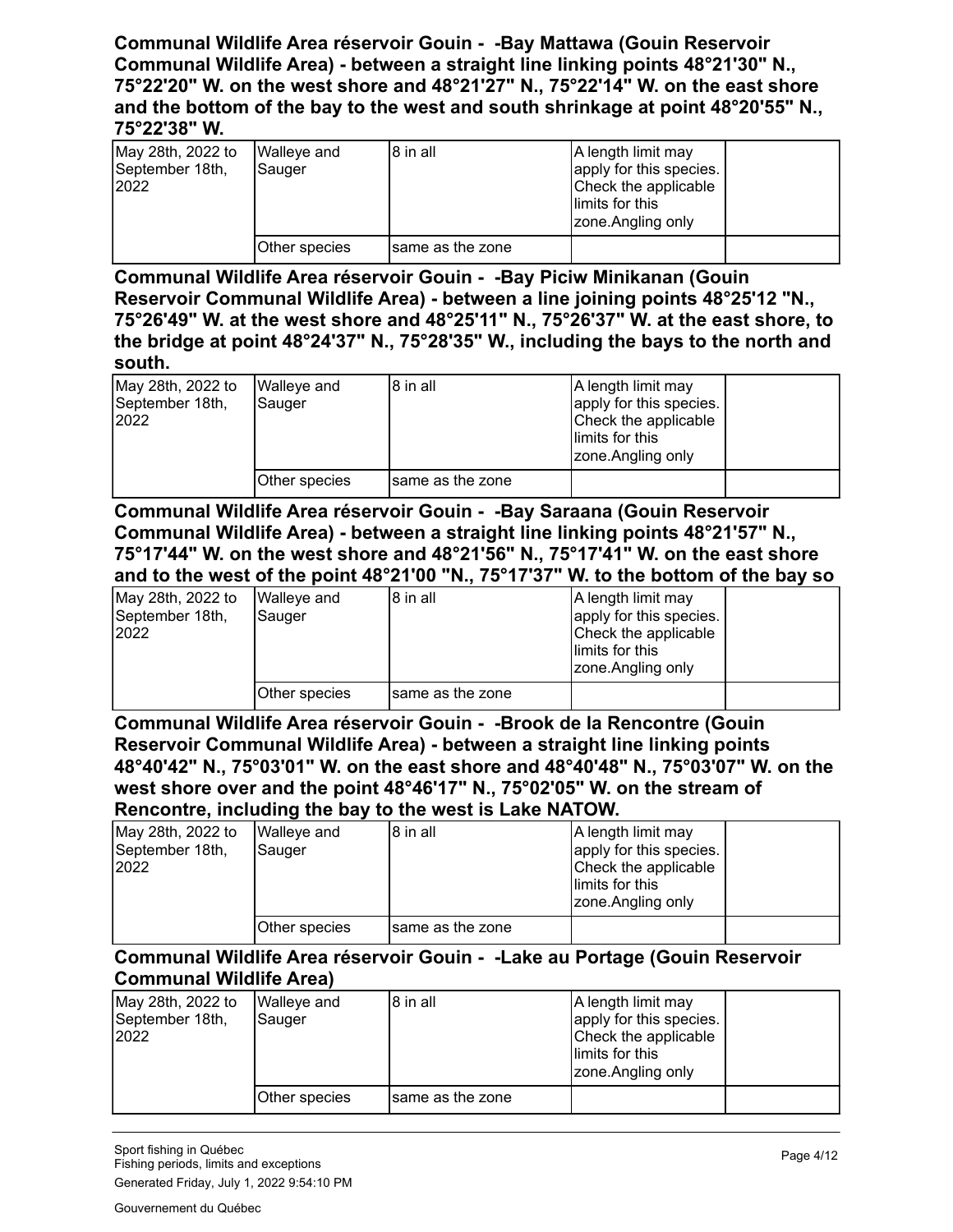**Communal Wildlife Area réservoir Gouin - -Bay Mattawa (Gouin Reservoir Communal Wildlife Area) - between a straight line linking points 48°21'30" N., 75°22'20" W. on the west shore and 48°21'27" N., 75°22'14" W. on the east shore and the bottom of the bay to the west and south shrinkage at point 48°20'55" N., 75°22'38" W.**

| | | | | |
|---|---|---|---|---|
| May 28th, 2022 to September 18th, 2022 | Walleye and Sauger | 8 in all | A length limit may apply for this species. Check the applicable limits for this zone.Angling only | |
| | Other species | same as the zone | | |

**Communal Wildlife Area réservoir Gouin - -Bay Piciw Minikanan (Gouin Reservoir Communal Wildlife Area) - between a line joining points 48°25'12 "N., 75°26'49" W. at the west shore and 48°25'11" N., 75°26'37" W. at the east shore, to the bridge at point 48°24'37" N., 75°28'35" W., including the bays to the north and south.**

| | | | | |
|---|---|---|---|---|
| May 28th, 2022 to September 18th, 2022 | Walleye and Sauger | 8 in all | A length limit may apply for this species. Check the applicable limits for this zone.Angling only | |
| | Other species | same as the zone | | |

**Communal Wildlife Area réservoir Gouin - -Bay Saraana (Gouin Reservoir Communal Wildlife Area) - between a straight line linking points 48°21'57" N., 75°17'44" W. on the west shore and 48°21'56" N., 75°17'41" W. on the east shore and to the west of the point 48°21'00 "N., 75°17'37" W. to the bottom of the bay so**

| | | | | |
|---|---|---|---|---|
| May 28th, 2022 to September 18th, 2022 | Walleye and Sauger | 8 in all | A length limit may apply for this species. Check the applicable limits for this zone.Angling only | |
| | Other species | same as the zone | | |

**Communal Wildlife Area réservoir Gouin - -Brook de la Rencontre (Gouin Reservoir Communal Wildlife Area) - between a straight line linking points 48°40'42" N., 75°03'01" W. on the east shore and 48°40'48" N., 75°03'07" W. on the west shore over and the point 48°46'17" N., 75°02'05" W. on the stream of Rencontre, including the bay to the west is Lake NATOW.**

| | | | | |
|---|---|---|---|---|
| May 28th, 2022 to September 18th, 2022 | Walleye and Sauger | 8 in all | A length limit may apply for this species. Check the applicable limits for this zone.Angling only | |
| | Other species | same as the zone | | |

**Communal Wildlife Area réservoir Gouin - -Lake au Portage (Gouin Reservoir Communal Wildlife Area)**

| | | | | |
|---|---|---|---|---|
| May 28th, 2022 to September 18th, 2022 | Walleye and Sauger | 8 in all | A length limit may apply for this species. Check the applicable limits for this zone.Angling only | |
| | Other species | same as the zone | | |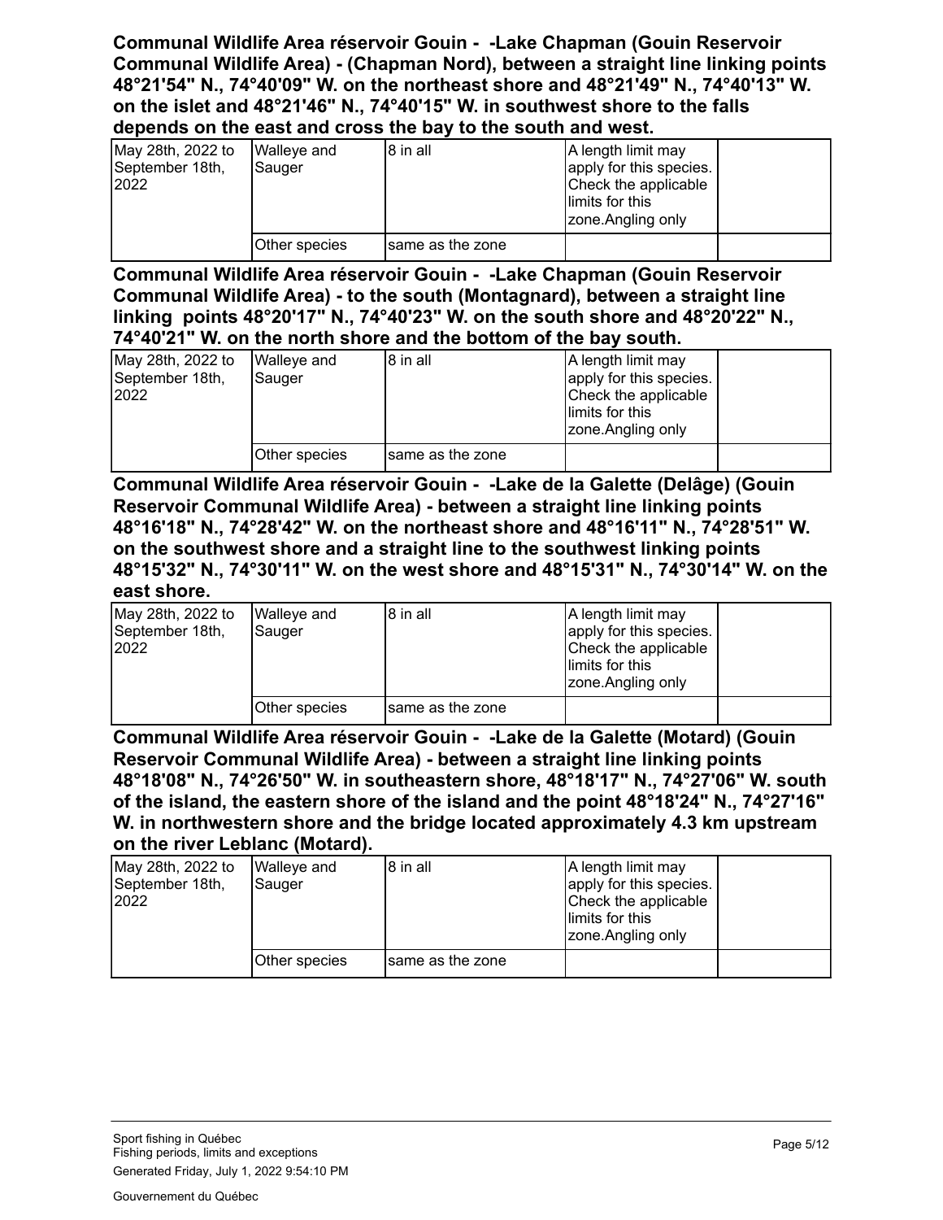**Communal Wildlife Area réservoir Gouin - -Lake Chapman (Gouin Reservoir Communal Wildlife Area) - (Chapman Nord), between a straight line linking points 48°21'54" N., 74°40'09" W. on the northeast shore and 48°21'49" N., 74°40'13" W. on the islet and 48°21'46" N., 74°40'15" W. in southwest shore to the falls depends on the east and cross the bay to the south and west.**

| | | | | |
|---|---|---|---|---|
| May 28th, 2022 to September 18th, 2022 | Walleye and Sauger | 8 in all | A length limit may apply for this species. Check the applicable limits for this zone.Angling only | |
| | Other species | same as the zone | | |

**Communal Wildlife Area réservoir Gouin - -Lake Chapman (Gouin Reservoir Communal Wildlife Area) - to the south (Montagnard), between a straight line linking points 48°20'17" N., 74°40'23" W. on the south shore and 48°20'22" N., 74°40'21" W. on the north shore and the bottom of the bay south.**

| | | | | |
|---|---|---|---|---|
| May 28th, 2022 to September 18th, 2022 | Walleye and Sauger | 8 in all | A length limit may apply for this species. Check the applicable limits for this zone.Angling only | |
| | Other species | same as the zone | | |

**Communal Wildlife Area réservoir Gouin - -Lake de la Galette (Delâge) (Gouin Reservoir Communal Wildlife Area) - between a straight line linking points 48°16'18" N., 74°28'42" W. on the northeast shore and 48°16'11" N., 74°28'51" W. on the southwest shore and a straight line to the southwest linking points 48°15'32" N., 74°30'11" W. on the west shore and 48°15'31" N., 74°30'14" W. on the east shore.**

| | | | | |
|---|---|---|---|---|
| May 28th, 2022 to September 18th, 2022 | Walleye and Sauger | 8 in all | A length limit may apply for this species. Check the applicable limits for this zone.Angling only | |
| | Other species | same as the zone | | |

**Communal Wildlife Area réservoir Gouin - -Lake de la Galette (Motard) (Gouin Reservoir Communal Wildlife Area) - between a straight line linking points 48°18'08" N., 74°26'50" W. in southeastern shore, 48°18'17" N., 74°27'06" W. south of the island, the eastern shore of the island and the point 48°18'24" N., 74°27'16" W. in northwestern shore and the bridge located approximately 4.3 km upstream on the river Leblanc (Motard).**

| | | | | |
|---|---|---|---|---|
| May 28th, 2022 to September 18th, 2022 | Walleye and Sauger | 8 in all | A length limit may apply for this species. Check the applicable limits for this zone.Angling only | |
| | Other species | same as the zone | | |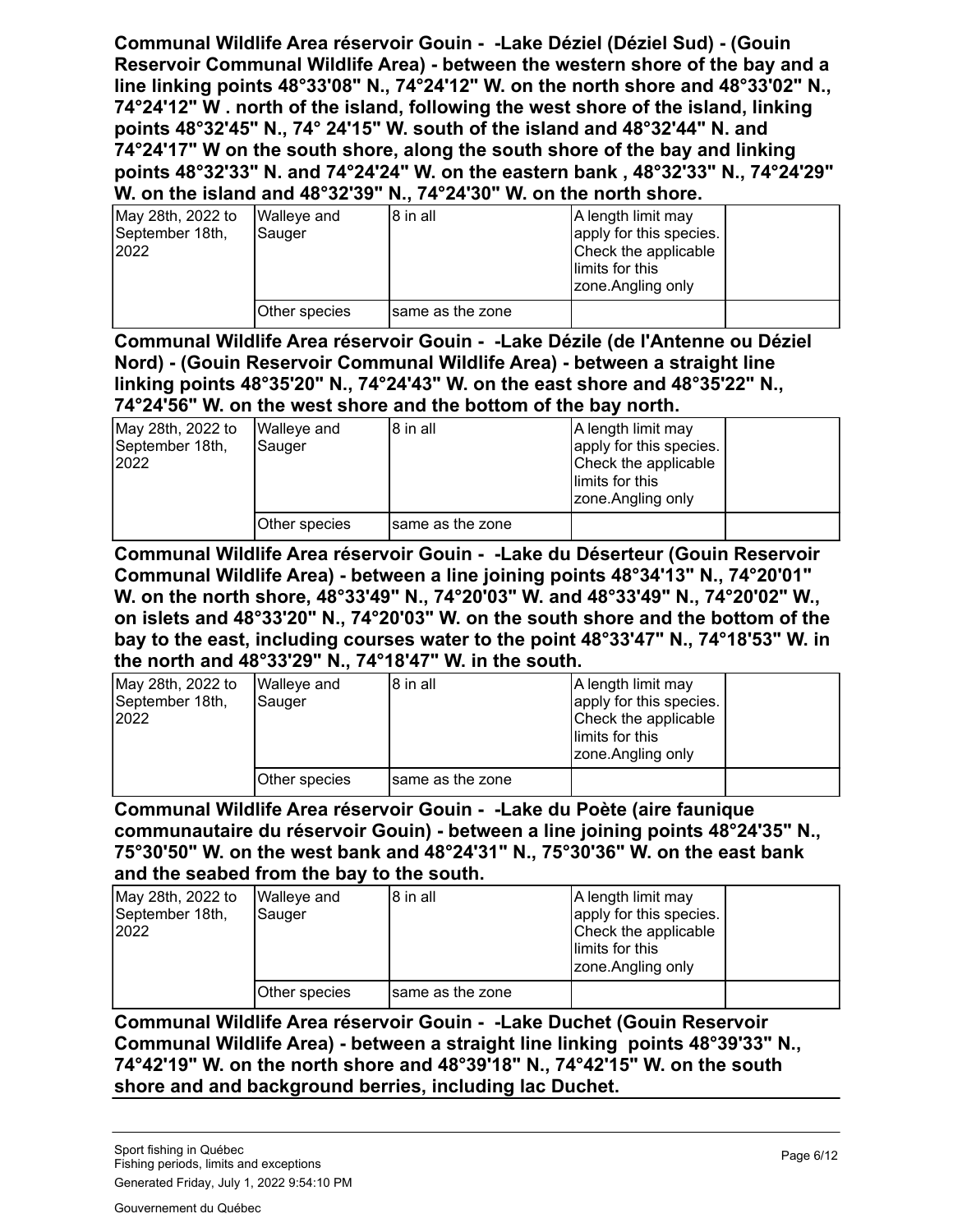**Communal Wildlife Area réservoir Gouin - -Lake Déziel (Déziel Sud) - (Gouin Reservoir Communal Wildlife Area) - between the western shore of the bay and a line linking points 48°33'08" N., 74°24'12" W. on the north shore and 48°33'02" N., 74°24'12" W . north of the island, following the west shore of the island, linking points 48°32'45" N., 74° 24'15" W. south of the island and 48°32'44" N. and 74°24'17" W on the south shore, along the south shore of the bay and linking points 48°32'33" N. and 74°24'24" W. on the eastern bank , 48°32'33" N., 74°24'29" W. on the island and 48°32'39" N., 74°24'30" W. on the north shore.**

| | | | | |
|---|---|---|---|---|
| May 28th, 2022 to September 18th, 2022 | Walleye and Sauger | 8 in all | A length limit may apply for this species. Check the applicable limits for this zone.Angling only | |
| | Other species | same as the zone | | |

**Communal Wildlife Area réservoir Gouin - -Lake Dézile (de l'Antenne ou Déziel Nord) - (Gouin Reservoir Communal Wildlife Area) - between a straight line linking points 48°35'20" N., 74°24'43" W. on the east shore and 48°35'22" N., 74°24'56" W. on the west shore and the bottom of the bay north.**

| | | | | |
|---|---|---|---|---|
| May 28th, 2022 to September 18th, 2022 | Walleye and Sauger | 8 in all | A length limit may apply for this species. Check the applicable limits for this zone.Angling only | |
| | Other species | same as the zone | | |

**Communal Wildlife Area réservoir Gouin - -Lake du Déserteur (Gouin Reservoir Communal Wildlife Area) - between a line joining points 48°34'13" N., 74°20'01" W. on the north shore, 48°33'49" N., 74°20'03" W. and 48°33'49" N., 74°20'02" W., on islets and 48°33'20" N., 74°20'03" W. on the south shore and the bottom of the bay to the east, including courses water to the point 48°33'47" N., 74°18'53" W. in the north and 48°33'29" N., 74°18'47" W. in the south.**

| | | | | |
|---|---|---|---|---|
| May 28th, 2022 to September 18th, 2022 | Walleye and Sauger | 8 in all | A length limit may apply for this species. Check the applicable limits for this zone.Angling only | |
| | Other species | same as the zone | | |

**Communal Wildlife Area réservoir Gouin - -Lake du Poète (aire faunique communautaire du réservoir Gouin) - between a line joining points 48°24'35" N., 75°30'50" W. on the west bank and 48°24'31" N., 75°30'36" W. on the east bank and the seabed from the bay to the south.**

| | | | | |
|---|---|---|---|---|
| May 28th, 2022 to September 18th, 2022 | Walleye and Sauger | 8 in all | A length limit may apply for this species. Check the applicable limits for this zone.Angling only | |
| | Other species | same as the zone | | |

**Communal Wildlife Area réservoir Gouin - -Lake Duchet (Gouin Reservoir Communal Wildlife Area) - between a straight line linking points 48°39'33" N., 74°42'19" W. on the north shore and 48°39'18" N., 74°42'15" W. on the south shore and and background berries, including lac Duchet.**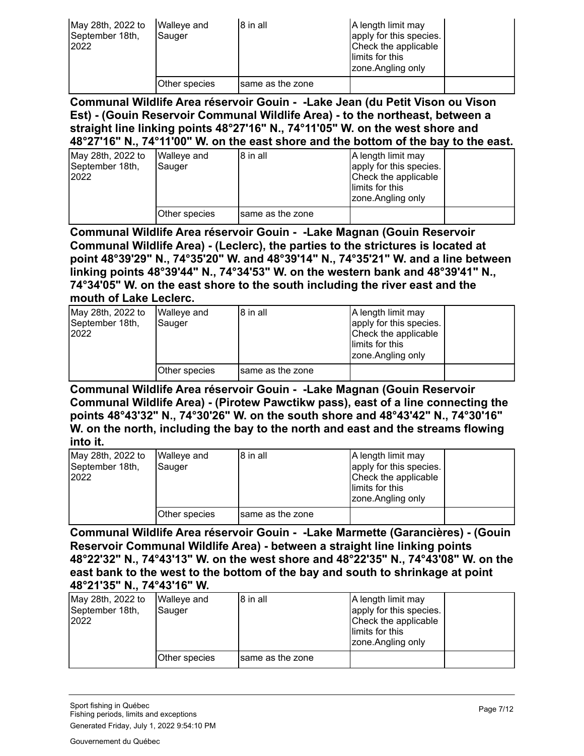| May 28th, 2022 to September 18th, 2022 | Walleye and Sauger | 8 in all | A length limit may apply for this species. Check the applicable limits for this zone.Angling only | |
|---|---|---|---|---|
| | Other species | same as the zone | | |

**Communal Wildlife Area réservoir Gouin - -Lake Jean (du Petit Vison ou Vison Est) - (Gouin Reservoir Communal Wildlife Area) - to the northeast, between a straight line linking points 48°27'16" N., 74°11'05" W. on the west shore and 48°27'16" N., 74°11'00" W. on the east shore and the bottom of the bay to the east.**

| May 28th, 2022 to September 18th, 2022 | Walleye and Sauger | 8 in all | A length limit may apply for this species. Check the applicable limits for this zone.Angling only | |
|---|---|---|---|---|
| | Other species | same as the zone | | |

**Communal Wildlife Area réservoir Gouin - -Lake Magnan (Gouin Reservoir Communal Wildlife Area) - (Leclerc), the parties to the strictures is located at point 48°39'29" N., 74°35'20" W. and 48°39'14" N., 74°35'21" W. and a line between linking points 48°39'44" N., 74°34'53" W. on the western bank and 48°39'41" N., 74°34'05" W. on the east shore to the south including the river east and the mouth of Lake Leclerc.**

| May 28th, 2022 to September 18th, 2022 | Walleye and Sauger | 8 in all | A length limit may apply for this species. Check the applicable limits for this zone.Angling only | |
|---|---|---|---|---|
| | Other species | same as the zone | | |

**Communal Wildlife Area réservoir Gouin - -Lake Magnan (Gouin Reservoir Communal Wildlife Area) - (Pirotew Pawctikw pass), east of a line connecting the points 48°43'32" N., 74°30'26" W. on the south shore and 48°43'42" N., 74°30'16" W. on the north, including the bay to the north and east and the streams flowing into it.**

| May 28th, 2022 to September 18th, 2022 | Walleye and Sauger | 8 in all | A length limit may apply for this species. Check the applicable limits for this zone.Angling only | |
|---|---|---|---|---|
| | Other species | same as the zone | | |

**Communal Wildlife Area réservoir Gouin - -Lake Marmette (Garancières) - (Gouin Reservoir Communal Wildlife Area) - between a straight line linking points 48°22'32" N., 74°43'13" W. on the west shore and 48°22'35" N., 74°43'08" W. on the east bank to the west to the bottom of the bay and south to shrinkage at point 48°21'35" N., 74°43'16" W.**

| May 28th, 2022 to September 18th, 2022 | Walleye and Sauger | 8 in all | A length limit may apply for this species. Check the applicable limits for this zone.Angling only | |
|---|---|---|---|---|
| | Other species | same as the zone | | |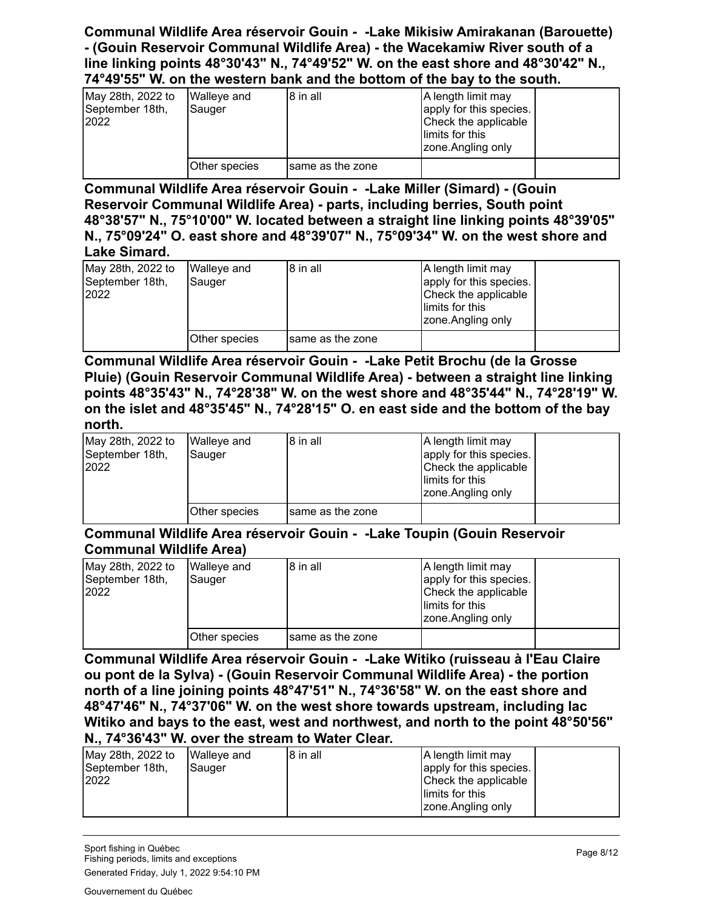**Communal Wildlife Area réservoir Gouin - -Lake Mikisiw Amirakanan (Barouette) - (Gouin Reservoir Communal Wildlife Area) - the Wacekamiw River south of a line linking points 48°30'43" N., 74°49'52" W. on the east shore and 48°30'42" N., 74°49'55" W. on the western bank and the bottom of the bay to the south.**

| | | | | |
|---|---|---|---|---|
| May 28th, 2022 to September 18th, 2022 | Walleye and Sauger | 8 in all | A length limit may apply for this species. Check the applicable limits for this zone.Angling only | |
| | Other species | same as the zone | | |

**Communal Wildlife Area réservoir Gouin - -Lake Miller (Simard) - (Gouin Reservoir Communal Wildlife Area) - parts, including berries, South point 48°38'57" N., 75°10'00" W. located between a straight line linking points 48°39'05" N., 75°09'24" O. east shore and 48°39'07" N., 75°09'34" W. on the west shore and Lake Simard.**

| | | | | |
|---|---|---|---|---|
| May 28th, 2022 to September 18th, 2022 | Walleye and Sauger | 8 in all | A length limit may apply for this species. Check the applicable limits for this zone.Angling only | |
| | Other species | same as the zone | | |

**Communal Wildlife Area réservoir Gouin - -Lake Petit Brochu (de la Grosse Pluie) (Gouin Reservoir Communal Wildlife Area) - between a straight line linking points 48°35'43" N., 74°28'38" W. on the west shore and 48°35'44" N., 74°28'19" W. on the islet and 48°35'45" N., 74°28'15" O. en east side and the bottom of the bay north.**

| | | | | |
|---|---|---|---|---|
| May 28th, 2022 to September 18th, 2022 | Walleye and Sauger | 8 in all | A length limit may apply for this species. Check the applicable limits for this zone.Angling only | |
| | Other species | same as the zone | | |

**Communal Wildlife Area réservoir Gouin - -Lake Toupin (Gouin Reservoir Communal Wildlife Area)**

| | | | | |
|---|---|---|---|---|
| May 28th, 2022 to September 18th, 2022 | Walleye and Sauger | 8 in all | A length limit may apply for this species. Check the applicable limits for this zone.Angling only | |
| | Other species | same as the zone | | |

**Communal Wildlife Area réservoir Gouin - -Lake Witiko (ruisseau à l'Eau Claire ou pont de la Sylva) - (Gouin Reservoir Communal Wildlife Area) - the portion north of a line joining points 48°47'51" N., 74°36'58" W. on the east shore and 48°47'46" N., 74°37'06" W. on the west shore towards upstream, including lac Witiko and bays to the east, west and northwest, and north to the point 48°50'56" N., 74°36'43" W. over the stream to Water Clear.**

| | | | | |
|---|---|---|---|---|
| May 28th, 2022 to September 18th, 2022 | Walleye and Sauger | 8 in all | A length limit may apply for this species. Check the applicable limits for this zone.Angling only | |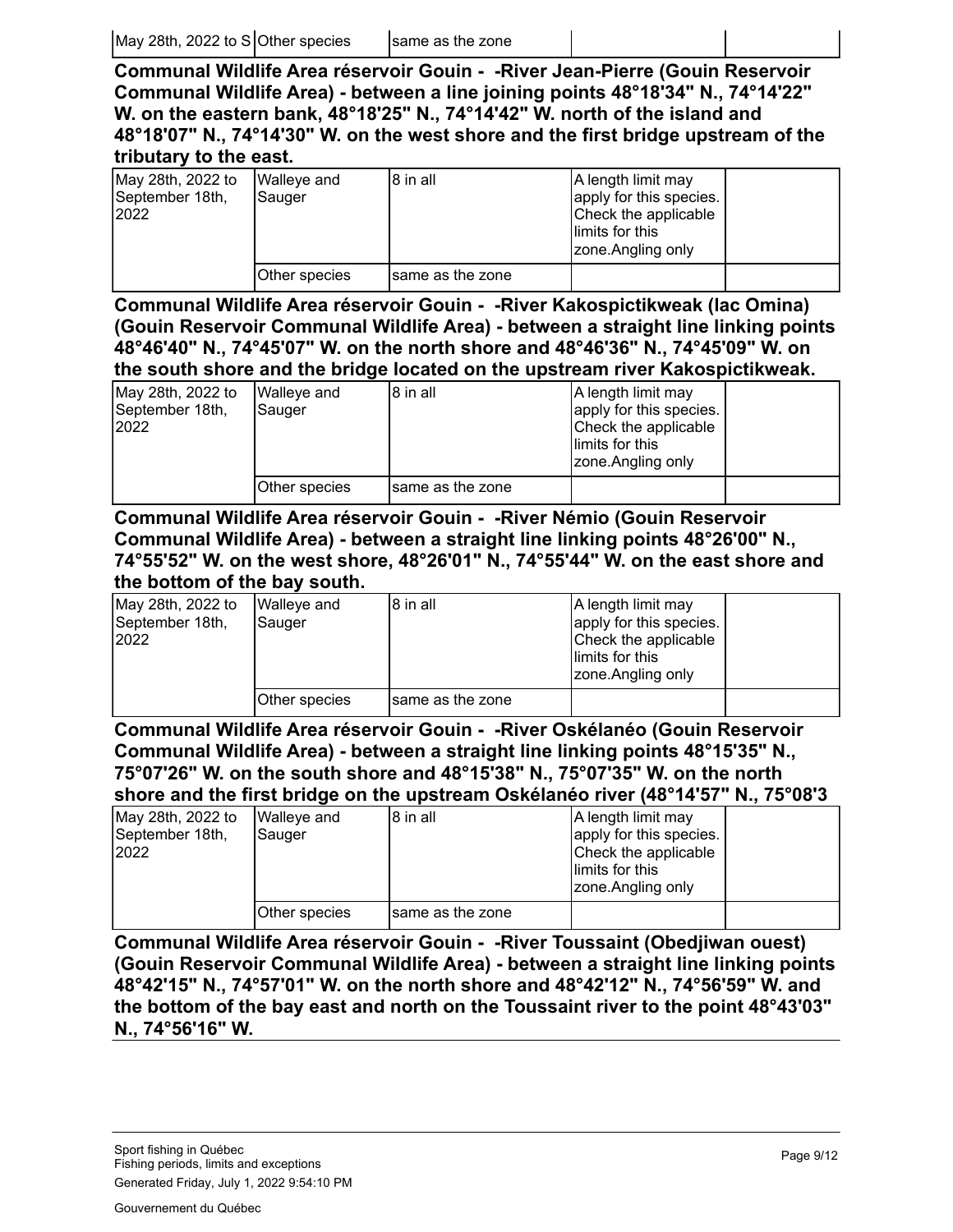| May 28th, 2022 to S | Other species | same as the zone | | |
|---|---|---|---|---|

**Communal Wildlife Area réservoir Gouin - -River Jean-Pierre (Gouin Reservoir Communal Wildlife Area) - between a line joining points 48°18'34" N., 74°14'22" W. on the eastern bank, 48°18'25" N., 74°14'42" W. north of the island and 48°18'07" N., 74°14'30" W. on the west shore and the first bridge upstream of the tributary to the east.**

| May 28th, 2022 to September 18th, 2022 | Walleye and Sauger | 8 in all | A length limit may apply for this species. Check the applicable limits for this zone.Angling only | |
|---|---|---|---|---|
| | Other species | same as the zone | | |

**Communal Wildlife Area réservoir Gouin - -River Kakospictikweak (lac Omina) (Gouin Reservoir Communal Wildlife Area) - between a straight line linking points 48°46'40" N., 74°45'07" W. on the north shore and 48°46'36" N., 74°45'09" W. on the south shore and the bridge located on the upstream river Kakospictikweak.**

| May 28th, 2022 to September 18th, 2022 | Walleye and Sauger | 8 in all | A length limit may apply for this species. Check the applicable limits for this zone.Angling only | |
|---|---|---|---|---|
| | Other species | same as the zone | | |

**Communal Wildlife Area réservoir Gouin - -River Némio (Gouin Reservoir Communal Wildlife Area) - between a straight line linking points 48°26'00" N., 74°55'52" W. on the west shore, 48°26'01" N., 74°55'44" W. on the east shore and the bottom of the bay south.**

| May 28th, 2022 to September 18th, 2022 | Walleye and Sauger | 8 in all | A length limit may apply for this species. Check the applicable limits for this zone.Angling only | |
|---|---|---|---|---|
| | Other species | same as the zone | | |

**Communal Wildlife Area réservoir Gouin - -River Oskélanéo (Gouin Reservoir Communal Wildlife Area) - between a straight line linking points 48°15'35" N., 75°07'26" W. on the south shore and 48°15'38" N., 75°07'35" W. on the north shore and the first bridge on the upstream Oskélanéo river (48°14'57" N., 75°08'3**

| May 28th, 2022 to September 18th, 2022 | Walleye and Sauger | 8 in all | A length limit may apply for this species. Check the applicable limits for this zone.Angling only | |
|---|---|---|---|---|
| | Other species | same as the zone | | |

**Communal Wildlife Area réservoir Gouin - -River Toussaint (Obedjiwan ouest) (Gouin Reservoir Communal Wildlife Area) - between a straight line linking points 48°42'15" N., 74°57'01" W. on the north shore and 48°42'12" N., 74°56'59" W. and the bottom of the bay east and north on the Toussaint river to the point 48°43'03" N., 74°56'16" W.**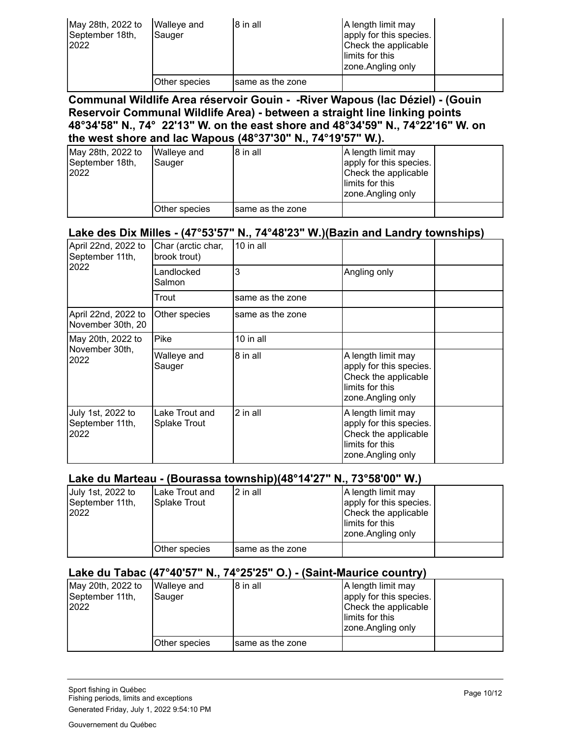| | | | | |
|---|---|---|---|---|
| May 28th, 2022 to September 18th, 2022 | Walleye and Sauger | 8 in all | A length limit may apply for this species. Check the applicable limits for this zone.Angling only | |
| | Other species | same as the zone | | |

### Communal Wildlife Area réservoir Gouin - -River Wapous (lac Déziel) - (Gouin Reservoir Communal Wildlife Area) - between a straight line linking points 48°34'58" N., 74° 22'13" W. on the east shore and 48°34'59" N., 74°22'16" W. on the west shore and lac Wapous (48°37'30" N., 74°19'57" W.).

| | | | | |
|---|---|---|---|---|
| May 28th, 2022 to September 18th, 2022 | Walleye and Sauger | 8 in all | A length limit may apply for this species. Check the applicable limits for this zone.Angling only | |
| | Other species | same as the zone | | |

### Lake des Dix Milles - (47°53'57" N., 74°48'23" W.)(Bazin and Landry townships)

| | | | | |
|---|---|---|---|---|
| April 22nd, 2022 to September 11th, 2022 | Char (arctic char, brook trout) | 10 in all | | |
| | Landlocked Salmon | 3 | Angling only | |
| | Trout | same as the zone | | |
| April 22nd, 2022 to November 30th, 20 | Other species | same as the zone | | |
| May 20th, 2022 to November 30th, 2022 | Pike | 10 in all | | |
| | Walleye and Sauger | 8 in all | A length limit may apply for this species. Check the applicable limits for this zone.Angling only | |
| July 1st, 2022 to September 11th, 2022 | Lake Trout and Splake Trout | 2 in all | A length limit may apply for this species. Check the applicable limits for this zone.Angling only | |

### Lake du Marteau - (Bourassa township)(48°14'27" N., 73°58'00" W.)

| | | | | |
|---|---|---|---|---|
| July 1st, 2022 to September 11th, 2022 | Lake Trout and Splake Trout | 2 in all | A length limit may apply for this species. Check the applicable limits for this zone.Angling only | |
| | Other species | same as the zone | | |

### Lake du Tabac (47°40'57" N., 74°25'25" O.) - (Saint-Maurice country)

| | | | | |
|---|---|---|---|---|
| May 20th, 2022 to September 11th, 2022 | Walleye and Sauger | 8 in all | A length limit may apply for this species. Check the applicable limits for this zone.Angling only | |
| | Other species | same as the zone | | |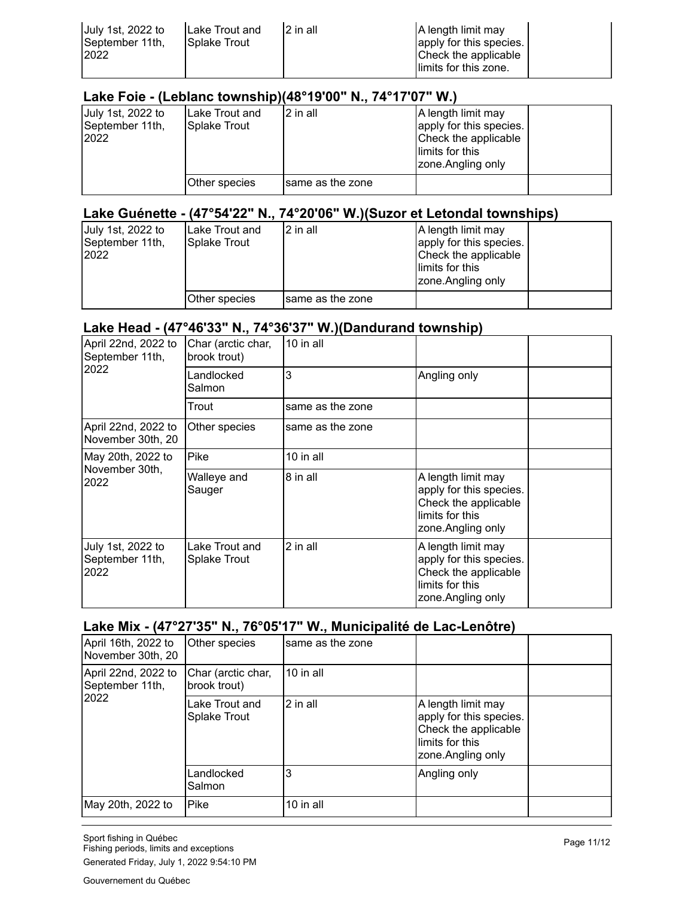| July 1st, 2022 to September 11th, 2022 | Lake Trout and Splake Trout | 2 in all | A length limit may apply for this species. Check the applicable limits for this zone. | |
|---|---|---|---|---|

## Lake Foie - (Leblanc township)(48°19'00" N., 74°17'07" W.)

| July 1st, 2022 to September 11th, 2022 | Lake Trout and Splake Trout | 2 in all | A length limit may apply for this species. Check the applicable limits for this zone.Angling only | |
|---|---|---|---|---|
| | Other species | same as the zone | | |

## Lake Guénette - (47°54'22" N., 74°20'06" W.)(Suzor et Letondal townships)

| July 1st, 2022 to September 11th, 2022 | Lake Trout and Splake Trout | 2 in all | A length limit may apply for this species. Check the applicable limits for this zone.Angling only | |
|---|---|---|---|---|
| | Other species | same as the zone | | |

## Lake Head - (47°46'33" N., 74°36'37" W.)(Dandurand township)

| April 22nd, 2022 to September 11th, 2022 | Char (arctic char, brook trout) | 10 in all | | |
|---|---|---|---|---|
| | Landlocked Salmon | 3 | Angling only | |
| | Trout | same as the zone | | |
| April 22nd, 2022 to November 30th, 20 | Other species | same as the zone | | |
| May 20th, 2022 to November 30th, 2022 | Pike | 10 in all | | |
| | Walleye and Sauger | 8 in all | A length limit may apply for this species. Check the applicable limits for this zone.Angling only | |
| July 1st, 2022 to September 11th, 2022 | Lake Trout and Splake Trout | 2 in all | A length limit may apply for this species. Check the applicable limits for this zone.Angling only | |

## Lake Mix - (47°27'35" N., 76°05'17" W., Municipalité de Lac-Lenôtre)

| April 16th, 2022 to November 30th, 20 | Other species | same as the zone | | |
|---|---|---|---|---|
| April 22nd, 2022 to September 11th, 2022 | Char (arctic char, brook trout) | 10 in all | | |
| | Lake Trout and Splake Trout | 2 in all | A length limit may apply for this species. Check the applicable limits for this zone.Angling only | |
| | Landlocked Salmon | 3 | Angling only | |
| May 20th, 2022 to | Pike | 10 in all | | |

Sport fishing in Québec
Fishing periods, limits and exceptions
Generated Friday, July 1, 2022 9:54:10 PM

Gouvernement du Québec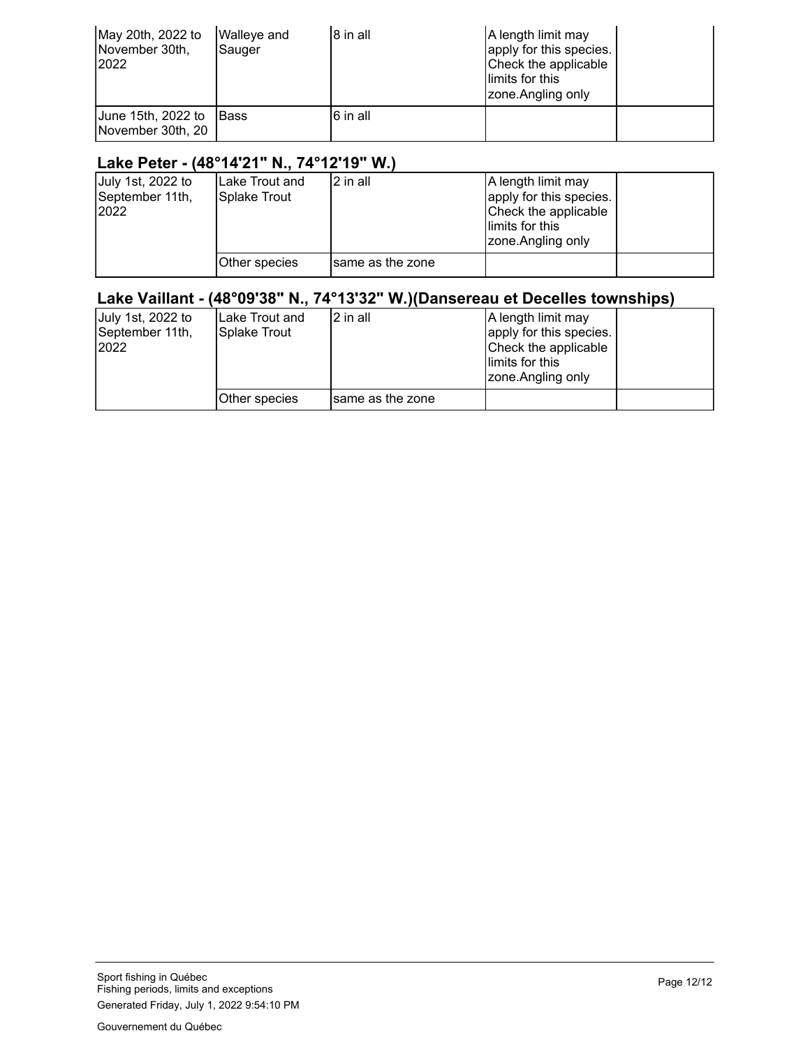| | | | | |
|---|---|---|---|---|
| May 20th, 2022 to November 30th, 2022 | Walleye and Sauger | 8 in all | A length limit may apply for this species. Check the applicable limits for this zone.Angling only | |
| June 15th, 2022 to November 30th, 20 | Bass | 6 in all | | |

### Lake Peter - (48°14'21" N., 74°12'19" W.)

| | | | | |
|---|---|---|---|---|
| July 1st, 2022 to September 11th, 2022 | Lake Trout and Splake Trout | 2 in all | A length limit may apply for this species. Check the applicable limits for this zone.Angling only | |
| | Other species | same as the zone | | |

### Lake Vaillant - (48°09'38" N., 74°13'32" W.)(Dansereau et Decelles townships)

| | | | | |
|---|---|---|---|---|
| July 1st, 2022 to September 11th, 2022 | Lake Trout and Splake Trout | 2 in all | A length limit may apply for this species. Check the applicable limits for this zone.Angling only | |
| | Other species | same as the zone | | |